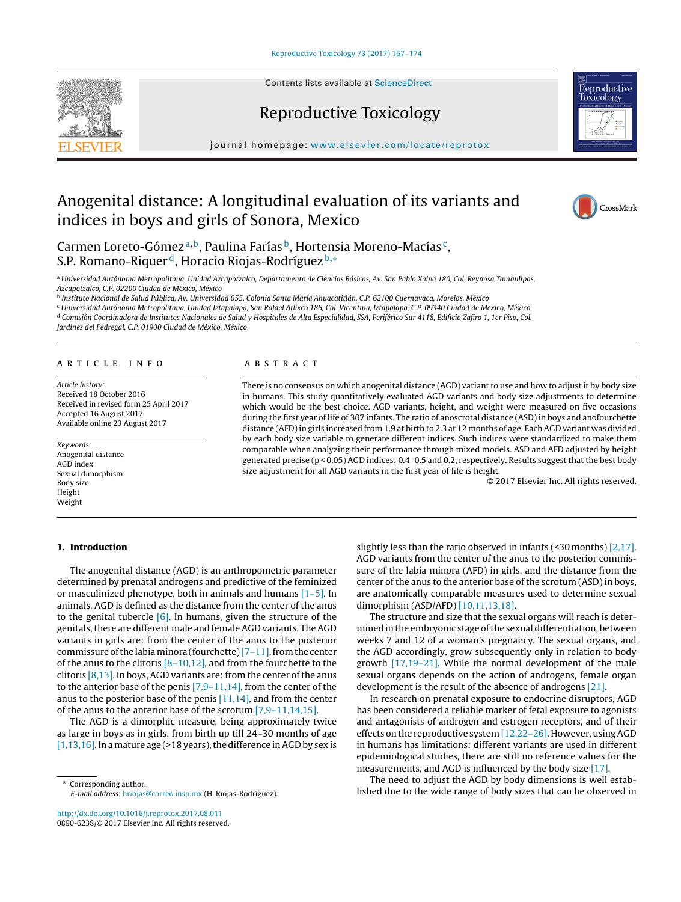# Anogenital distance: A longitudinal evaluation of its variants and indices in boys and girls of Sonora, Mexico

Carmen Loreto-Gómez [a,b], Paulina Farías [b], Hortensia Moreno-Macías [c], S.P. Romano-Riquer [d], Horacio Riojas-Rodríguez [b,*]

[a] *Universidad Autónoma Metropolitana, Unidad Azcapotzalco, Departamento de Ciencias Básicas, Av. San Pablo Xalpa 180, Col. Reynosa Tamaulipas, Azcapotzalco, C.P. 02200 Ciudad de México, México*
[b] *Instituto Nacional de Salud Pública, Av. Universidad 655, Colonia Santa María Ahuacatitlán, C.P. 62100 Cuernavaca, Morelos, México*
[c] *Universidad Autónoma Metropolitana, Unidad Iztapalapa, San Rafael Atlixco 186, Col. Vicentina, Iztapalapa, C.P. 09340 Ciudad de México, México*
[d] *Comisión Coordinadora de Institutos Nacionales de Salud y Hospitales de Alta Especialidad, SSA, Periférico Sur 4118, Edificio Zafiro 1, 1er Piso, Col. Jardines del Pedregal, C.P. 01900 Ciudad de México, México*

## ARTICLE INFO

*Article history:*
Received 18 October 2016
Received in revised form 25 April 2017
Accepted 16 August 2017
Available online 23 August 2017

*Keywords:*
Anogenital distance
AGD index
Sexual dimorphism
Body size
Height
Weight

## ABSTRACT

There is no consensus on which anogenital distance (AGD) variant to use and how to adjust it by body size in humans. This study quantitatively evaluated AGD variants and body size adjustments to determine which would be the best choice. AGD variants, height, and weight were measured on five occasions during the first year of life of 307 infants. The ratio of anoscrotal distance (ASD) in boys and anofourchette distance (AFD) in girls increased from 1.9 at birth to 2.3 at 12 months of age. Each AGD variant was divided by each body size variable to generate different indices. Such indices were standardized to make them comparable when analyzing their performance through mixed models. ASD and AFD adjusted by height generated precise ($p < 0.05$) AGD indices: 0.4–0.5 and 0.2, respectively. Results suggest that the best body size adjustment for all AGD variants in the first year of life is height.

© 2017 Elsevier Inc. All rights reserved.

## 1. Introduction

The anogenital distance (AGD) is an anthropometric parameter determined by prenatal androgens and predictive of the feminized or masculinized phenotype, both in animals and humans [1–5]. In animals, AGD is defined as the distance from the center of the anus to the genital tubercle [6]. In humans, given the structure of the genitals, there are different male and female AGD variants. The AGD variants in girls are: from the center of the anus to the posterior commissure of the labia minora (fourchette) [7–11], from the center of the anus to the clitoris [8–10,12], and from the fourchette to the clitoris [8,13]. In boys, AGD variants are: from the center of the anus to the anterior base of the penis [7,9–11,14], from the center of the anus to the posterior base of the penis [11,14], and from the center of the anus to the anterior base of the scrotum [7,9–11,14,15].

The AGD is a dimorphic measure, being approximately twice as large in boys as in girls, from birth up till 24–30 months of age [1,13,16]. In a mature age (>18 years), the difference in AGD by sex is slightly less than the ratio observed in infants (<30 months) [2,17]. AGD variants from the center of the anus to the posterior commissure of the labia minora (AFD) in girls, and the distance from the center of the anus to the anterior base of the scrotum (ASD) in boys, are anatomically comparable measures used to determine sexual dimorphism (ASD/AFD) [10,11,13,18].

The structure and size that the sexual organs will reach is determined in the embryonic stage of the sexual differentiation, between weeks 7 and 12 of a woman's pregnancy. The sexual organs, and the AGD accordingly, grow subsequently only in relation to body growth [17,19–21]. While the normal development of the male sexual organs depends on the action of androgens, female organ development is the result of the absence of androgens [21].

In research on prenatal exposure to endocrine disruptors, AGD has been considered a reliable marker of fetal exposure to agonists and antagonists of androgen and estrogen receptors, and of their effects on the reproductive system [12,22–26]. However, using AGD in humans has limitations: different variants are used in different epidemiological studies, there are still no reference values for the measurements, and AGD is influenced by the body size [17].

The need to adjust the AGD by body dimensions is well established due to the wide range of body sizes that can be observed in

* Corresponding author.
*E-mail address:* hriojas@correo.insp.mx (H. Riojas-Rodríguez).

http://dx.doi.org/10.1016/j.reprotox.2017.08.011
0890-6238/© 2017 Elsevier Inc. All rights reserved.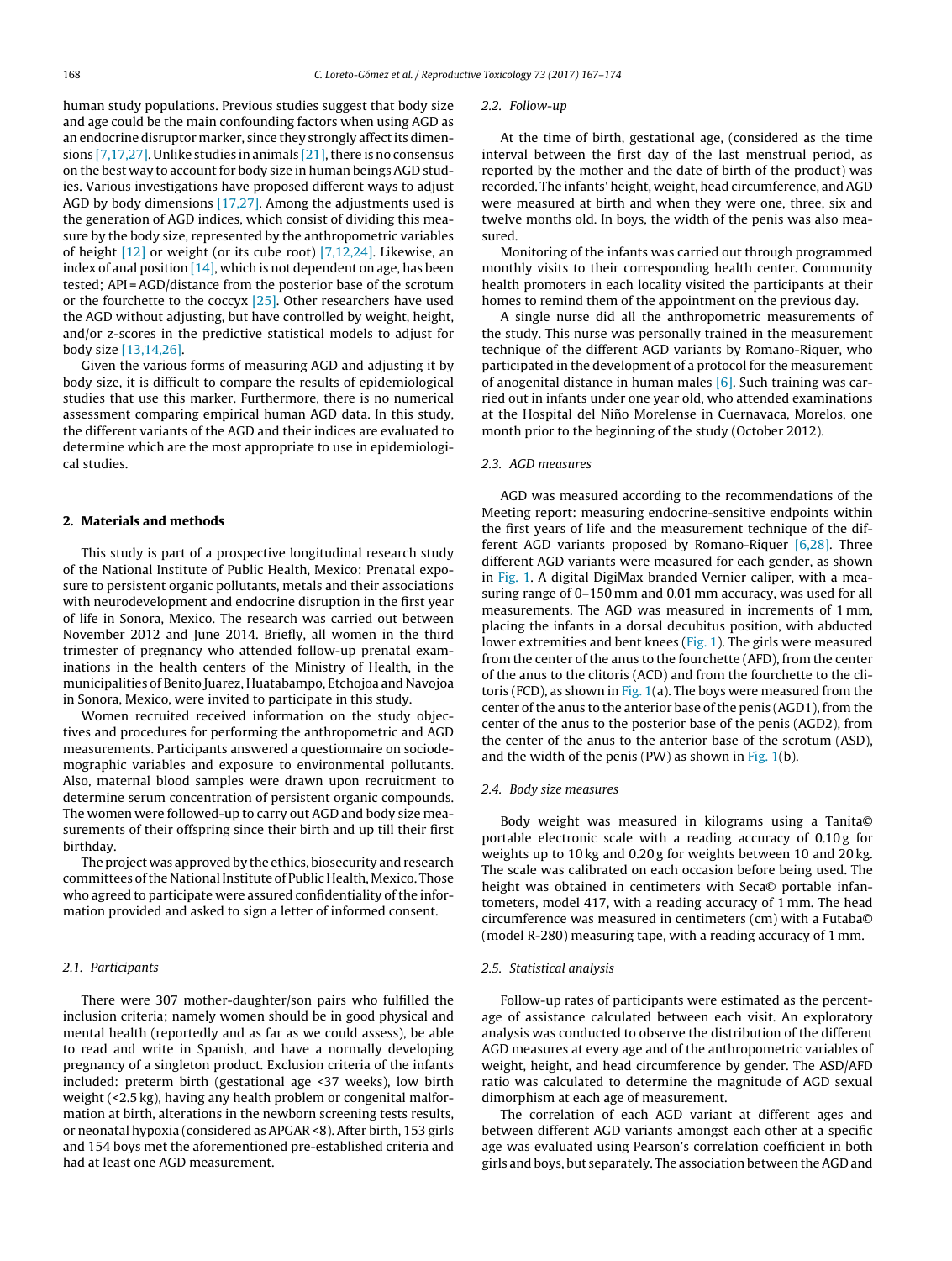human study populations. Previous studies suggest that body size and age could be the main confounding factors when using AGD as an endocrine disruptor marker, since they strongly affect its dimensions [7,17,27]. Unlike studies in animals [21], there is no consensus on the best way to account for body size in human beings AGD studies. Various investigations have proposed different ways to adjust AGD by body dimensions [17,27]. Among the adjustments used is the generation of AGD indices, which consist of dividing this measure by the body size, represented by the anthropometric variables of height [12] or weight (or its cube root) [7,12,24]. Likewise, an index of anal position [14], which is not dependent on age, has been tested; API = AGD/distance from the posterior base of the scrotum or the fourchette to the coccyx [25]. Other researchers have used the AGD without adjusting, but have controlled by weight, height, and/or z-scores in the predictive statistical models to adjust for body size [13,14,26].

Given the various forms of measuring AGD and adjusting it by body size, it is difficult to compare the results of epidemiological studies that use this marker. Furthermore, there is no numerical assessment comparing empirical human AGD data. In this study, the different variants of the AGD and their indices are evaluated to determine which are the most appropriate to use in epidemiological studies.

## 2. Materials and methods

This study is part of a prospective longitudinal research study of the National Institute of Public Health, Mexico: Prenatal exposure to persistent organic pollutants, metals and their associations with neurodevelopment and endocrine disruption in the first year of life in Sonora, Mexico. The research was carried out between November 2012 and June 2014. Briefly, all women in the third trimester of pregnancy who attended follow-up prenatal examinations in the health centers of the Ministry of Health, in the municipalities of Benito Juarez, Huatabampo, Etchojoa and Navojoa in Sonora, Mexico, were invited to participate in this study.

Women recruited received information on the study objectives and procedures for performing the anthropometric and AGD measurements. Participants answered a questionnaire on sociodemographic variables and exposure to environmental pollutants. Also, maternal blood samples were drawn upon recruitment to determine serum concentration of persistent organic compounds. The women were followed-up to carry out AGD and body size measurements of their offspring since their birth and up till their first birthday.

The project was approved by the ethics, biosecurity and research committees of the National Institute of Public Health, Mexico. Those who agreed to participate were assured confidentiality of the information provided and asked to sign a letter of informed consent.

### 2.1. Participants

There were 307 mother-daughter/son pairs who fulfilled the inclusion criteria; namely women should be in good physical and mental health (reportedly and as far as we could assess), be able to read and write in Spanish, and have a normally developing pregnancy of a singleton product. Exclusion criteria of the infants included: preterm birth (gestational age <37 weeks), low birth weight (<2.5 kg), having any health problem or congenital malformation at birth, alterations in the newborn screening tests results, or neonatal hypoxia (considered as APGAR <8). After birth, 153 girls and 154 boys met the aforementioned pre-established criteria and had at least one AGD measurement.

### 2.2. Follow-up

At the time of birth, gestational age, (considered as the time interval between the first day of the last menstrual period, as reported by the mother and the date of birth of the product) was recorded. The infants' height, weight, head circumference, and AGD were measured at birth and when they were one, three, six and twelve months old. In boys, the width of the penis was also measured.

Monitoring of the infants was carried out through programmed monthly visits to their corresponding health center. Community health promoters in each locality visited the participants at their homes to remind them of the appointment on the previous day.

A single nurse did all the anthropometric measurements of the study. This nurse was personally trained in the measurement technique of the different AGD variants by Romano-Riquer, who participated in the development of a protocol for the measurement of anogenital distance in human males [6]. Such training was carried out in infants under one year old, who attended examinations at the Hospital del Niño Morelense in Cuernavaca, Morelos, one month prior to the beginning of the study (October 2012).

### 2.3. AGD measures

AGD was measured according to the recommendations of the Meeting report: measuring endocrine-sensitive endpoints within the first years of life and the measurement technique of the different AGD variants proposed by Romano-Riquer [6,28]. Three different AGD variants were measured for each gender, as shown in Fig. 1. A digital DigiMax branded Vernier caliper, with a measuring range of 0–150 mm and 0.01 mm accuracy, was used for all measurements. The AGD was measured in increments of 1 mm, placing the infants in a dorsal decubitus position, with abducted lower extremities and bent knees (Fig. 1). The girls were measured from the center of the anus to the fourchette (AFD), from the center of the anus to the clitoris (ACD) and from the fourchette to the clitoris (FCD), as shown in Fig. 1(a). The boys were measured from the center of the anus to the anterior base of the penis (AGD1), from the center of the anus to the posterior base of the penis (AGD2), from the center of the anus to the anterior base of the scrotum (ASD), and the width of the penis (PW) as shown in Fig. 1(b).

### 2.4. Body size measures

Body weight was measured in kilograms using a Tanita© portable electronic scale with a reading accuracy of 0.10 g for weights up to 10 kg and 0.20 g for weights between 10 and 20 kg. The scale was calibrated on each occasion before being used. The height was obtained in centimeters with Seca© portable infantometers, model 417, with a reading accuracy of 1 mm. The head circumference was measured in centimeters (cm) with a Futaba© (model R-280) measuring tape, with a reading accuracy of 1 mm.

### 2.5. Statistical analysis

Follow-up rates of participants were estimated as the percentage of assistance calculated between each visit. An exploratory analysis was conducted to observe the distribution of the different AGD measures at every age and of the anthropometric variables of weight, height, and head circumference by gender. The ASD/AFD ratio was calculated to determine the magnitude of AGD sexual dimorphism at each age of measurement.

The correlation of each AGD variant at different ages and between different AGD variants amongst each other at a specific age was evaluated using Pearson's correlation coefficient in both girls and boys, but separately. The association between the AGD and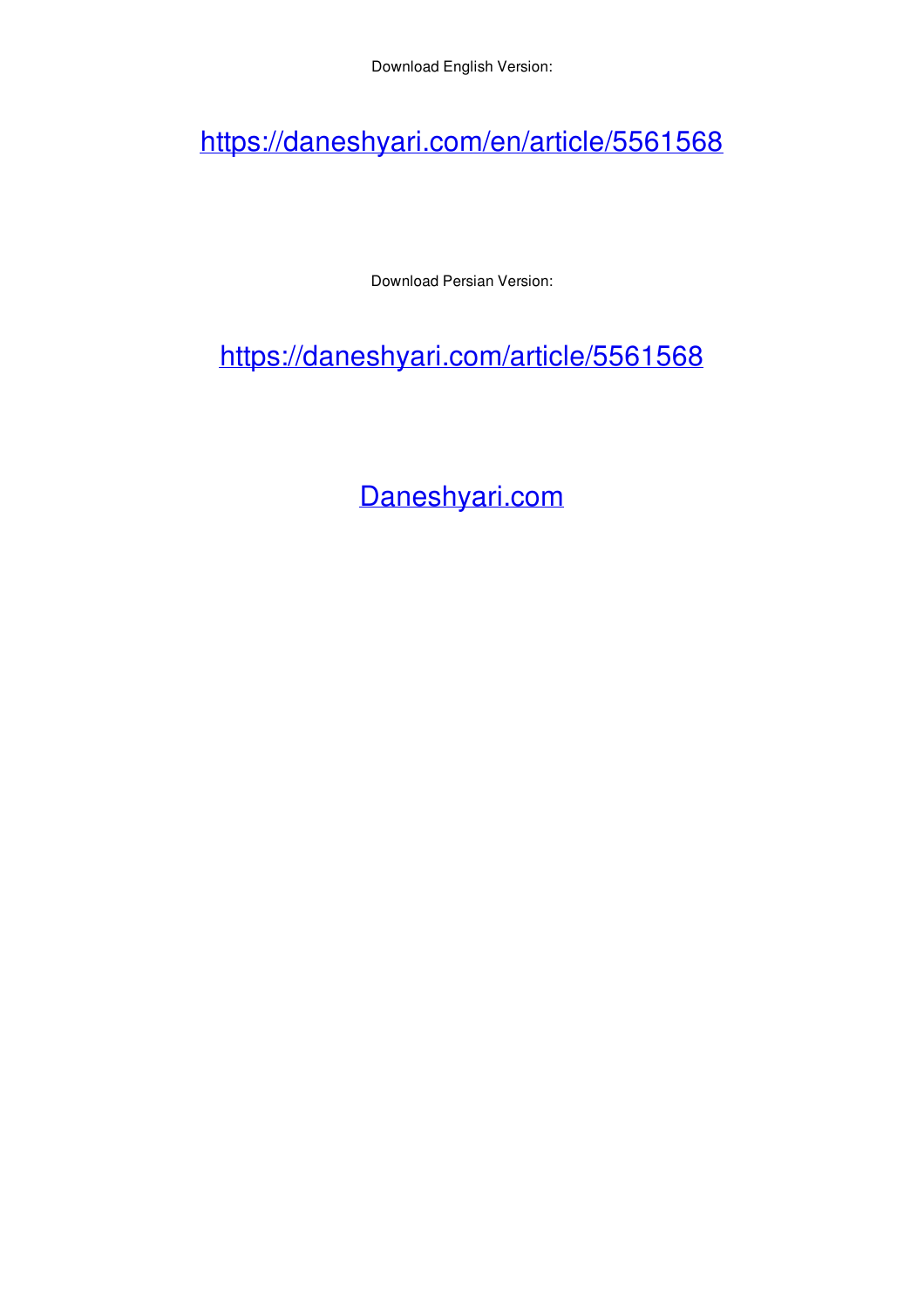Download English Version:

https://daneshyari.com/en/article/5561568

Download Persian Version:

https://daneshyari.com/article/5561568

Daneshyari.com